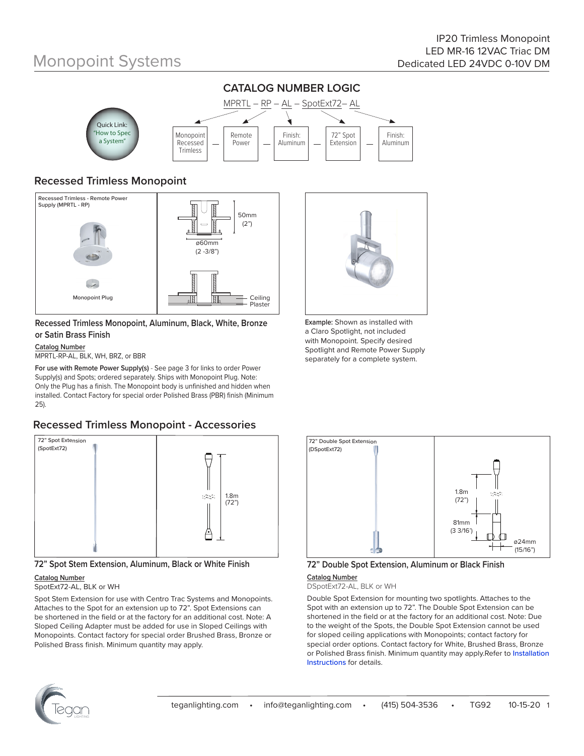# Monopoint Systems

IP20 Trimless Monopoint
LED MR-16 12VAC Triac DM
Dedicated LED 24VDC 0-10V DM

## CATALOG NUMBER LOGIC

MPRTL – RP – AL – SpotExt72– AL

| Monopoint Recessed Trimless | — | Remote Power | — | Finish: Aluminum | — | 72" Spot Extension | — | Finish: Aluminum |
|---|---|---|---|---|---|---|---|---|

Quick Link: "How to Spec a System"

## Recessed Trimless Monopoint

Recessed Trimless - Remote Power Supply (MPRTL - RP)

Monopoint Plug

50mm (2")

ø60mm (2 -3/8")

Ceiling Plaster

### Recessed Trimless Monopoint, Aluminum, Black, White, Bronze or Satin Brass Finish

Catalog Number
MPRTL-RP-AL, BLK, WH, BRZ, or BBR

**For use with Remote Power Supply(s)** - See page 3 for links to order Power Supply(s) and Spots; ordered separately. Ships with Monopoint Plug. Note: Only the Plug has a finish. The Monopoint body is unfinished and hidden when installed. Contact Factory for special order Polished Brass (PBR) finish (Minimum 25).

**Example:** Shown as installed with a Claro Spotlight, not included with Monopoint. Specify desired Spotlight and Remote Power Supply separately for a complete system.

## Recessed Trimless Monopoint - Accessories

72" Spot Extension (SpotExt72)

1.8m (72")

### 72" Spot Stem Extension, Aluminum, Black or White Finish

Catalog Number
SpotExt72-AL, BLK or WH

Spot Stem Extension for use with Centro Trac Systems and Monopoints. Attaches to the Spot for an extension up to 72". Spot Extensions can be shortened in the field or at the factory for an additional cost. Note: A Sloped Ceiling Adapter must be added for use in Sloped Ceilings with Monopoints. Contact factory for special order Brushed Brass, Bronze or Polished Brass finish. Minimum quantity may apply.

72" Double Spot Extension (DSpotExt72)

1.8m (72")

81mm (3 3/16")

ø24mm (15/16")

### 72" Double Spot Extension, Aluminum or Black Finish

Catalog Number
DSpotExt72-AL, BLK or WH

Double Spot Extension for mounting two spotlights. Attaches to the Spot with an extension up to 72". The Double Spot Extension can be shortened in the field or at the factory for an additional cost. Note: Due to the weight of the Spots, the Double Spot Extension cannot be used for sloped ceiling applications with Monopoints; contact factory for special order options. Contact factory for White, Brushed Brass, Bronze or Polished Brass finish. Minimum quantity may apply.Refer to Installation Instructions for details.

teganlighting.com • info@teganlighting.com • (415) 504-3536 • TG92 10-15-20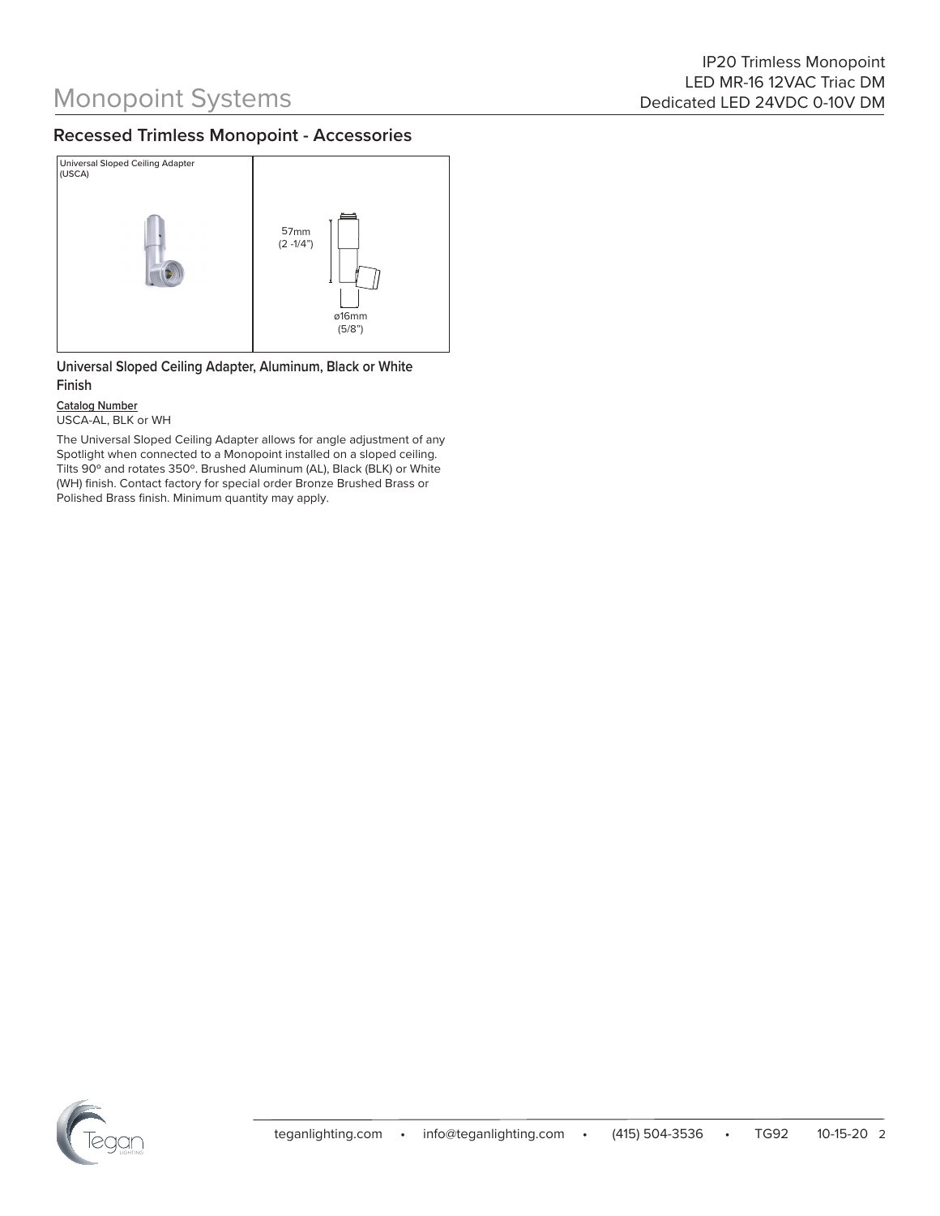## Recessed Trimless Monopoint - Accessories

Universal Sloped Ceiling Adapter (USCA)

57mm (2 -1/4")

ø16mm (5/8")

### Universal Sloped Ceiling Adapter, Aluminum, Black or White Finish

**Catalog Number**
USCA-AL, BLK or WH

The Universal Sloped Ceiling Adapter allows for angle adjustment of any Spotlight when connected to a Monopoint installed on a sloped ceiling. Tilts 90º and rotates 350º. Brushed Aluminum (AL), Black (BLK) or White (WH) finish. Contact factory for special order Bronze Brushed Brass or Polished Brass finish. Minimum quantity may apply.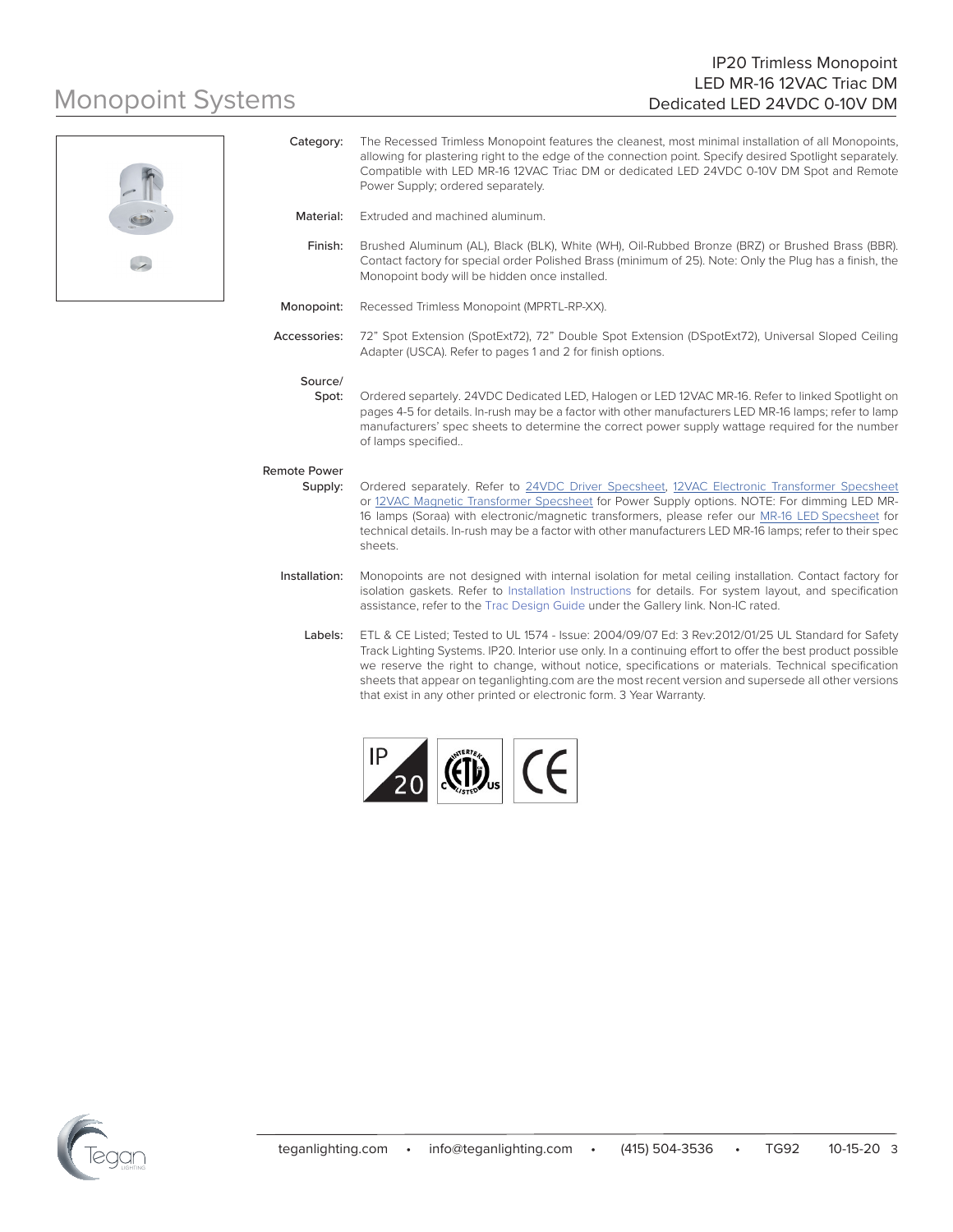# Monopoint Systems

## IP20 Trimless Monopoint
## LED MR-16 12VAC Triac DM
## Dedicated LED 24VDC 0-10V DM

**Category:** The Recessed Trimless Monopoint features the cleanest, most minimal installation of all Monopoints, allowing for plastering right to the edge of the connection point. Specify desired Spotlight separately. Compatible with LED MR-16 12VAC Triac DM or dedicated LED 24VDC 0-10V DM Spot and Remote Power Supply; ordered separately.

**Material:** Extruded and machined aluminum.

**Finish:** Brushed Aluminum (AL), Black (BLK), White (WH), Oil-Rubbed Bronze (BRZ) or Brushed Brass (BBR). Contact factory for special order Polished Brass (minimum of 25). Note: Only the Plug has a finish, the Monopoint body will be hidden once installed.

**Monopoint:** Recessed Trimless Monopoint (MPRTL-RP-XX).

**Accessories:** 72" Spot Extension (SpotExt72), 72" Double Spot Extension (DSpotExt72), Universal Sloped Ceiling Adapter (USCA). Refer to pages 1 and 2 for finish options.

**Source/ Spot:** Ordered separtely. 24VDC Dedicated LED, Halogen or LED 12VAC MR-16. Refer to linked Spotlight on pages 4-5 for details. In-rush may be a factor with other manufacturers LED MR-16 lamps; refer to lamp manufacturers' spec sheets to determine the correct power supply wattage required for the number of lamps specified..

**Remote Power Supply:** Ordered separately. Refer to 24VDC Driver Specsheet, 12VAC Electronic Transformer Specsheet or 12VAC Magnetic Transformer Specsheet for Power Supply options. NOTE: For dimming LED MR-16 lamps (Soraa) with electronic/magnetic transformers, please refer our MR-16 LED Specsheet for technical details. In-rush may be a factor with other manufacturers LED MR-16 lamps; refer to their spec sheets.

**Installation:** Monopoints are not designed with internal isolation for metal ceiling installation. Contact factory for isolation gaskets. Refer to Installation Instructions for details. For system layout, and specification assistance, refer to the Trac Design Guide under the Gallery link. Non-IC rated.

**Labels:** ETL & CE Listed; Tested to UL 1574 - Issue: 2004/09/07 Ed: 3 Rev:2012/01/25 UL Standard for Safety Track Lighting Systems. IP20. Interior use only. In a continuing effort to offer the best product possible we reserve the right to change, without notice, specifications or materials. Technical specification sheets that appear on teganlighting.com are the most recent version and supersede all other versions that exist in any other printed or electronic form. 3 Year Warranty.

teganlighting.com • info@teganlighting.com • (415) 504-3536 • TG92 10-15-20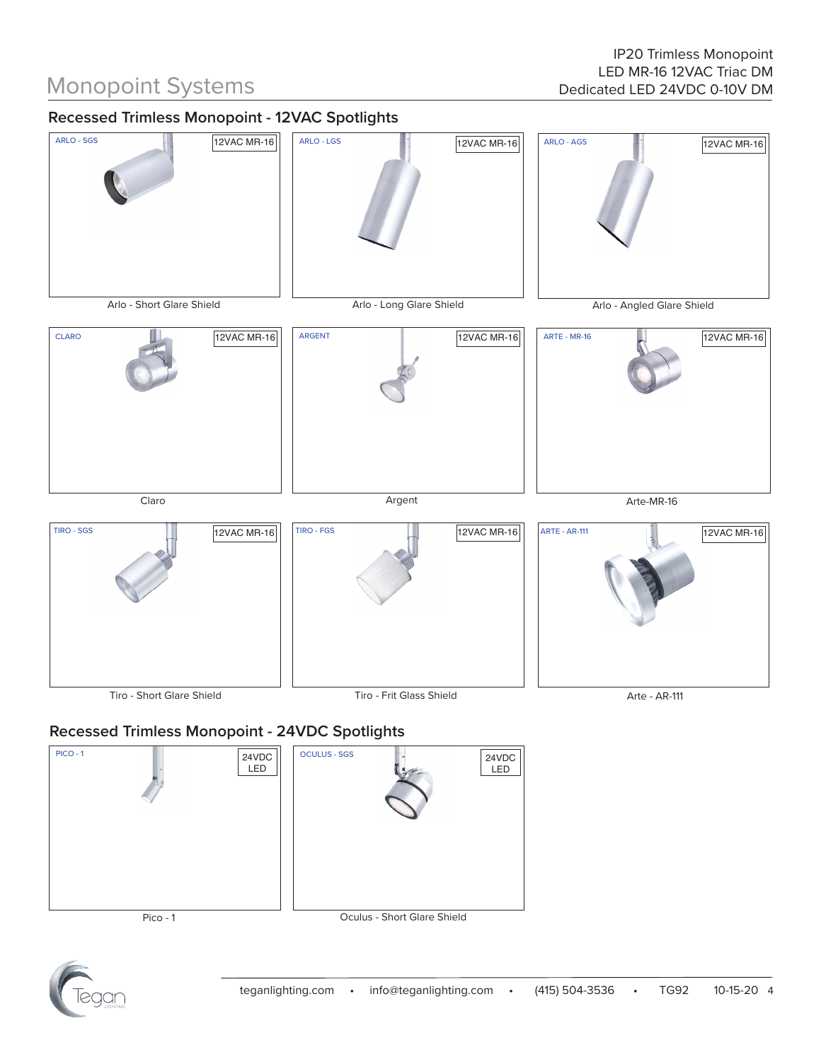# Monopoint Systems

IP20 Trimless Monopoint
LED MR-16 12VAC Triac DM
Dedicated LED 24VDC 0-10V DM

## Recessed Trimless Monopoint - 12VAC Spotlights

ARLO - SGS
12VAC MR-16
Arlo - Short Glare Shield

ARLO - LGS
12VAC MR-16
Arlo - Long Glare Shield

ARLO - AGS
12VAC MR-16
Arlo - Angled Glare Shield

CLARO
12VAC MR-16
Claro

ARGENT
12VAC MR-16
Argent

ARTE - MR-16
12VAC MR-16
Arte-MR-16

TIRO - SGS
12VAC MR-16
Tiro - Short Glare Shield

TIRO - FGS
12VAC MR-16
Tiro - Frit Glass Shield

ARTE - AR-111
12VAC MR-16
Arte - AR-111

## Recessed Trimless Monopoint - 24VDC Spotlights

PICO - 1
24VDC LED
Pico - 1

OCULUS - SGS
24VDC LED
Oculus - Short Glare Shield

teganlighting.com • info@teganlighting.com • (415) 504-3536 • TG92 10-15-20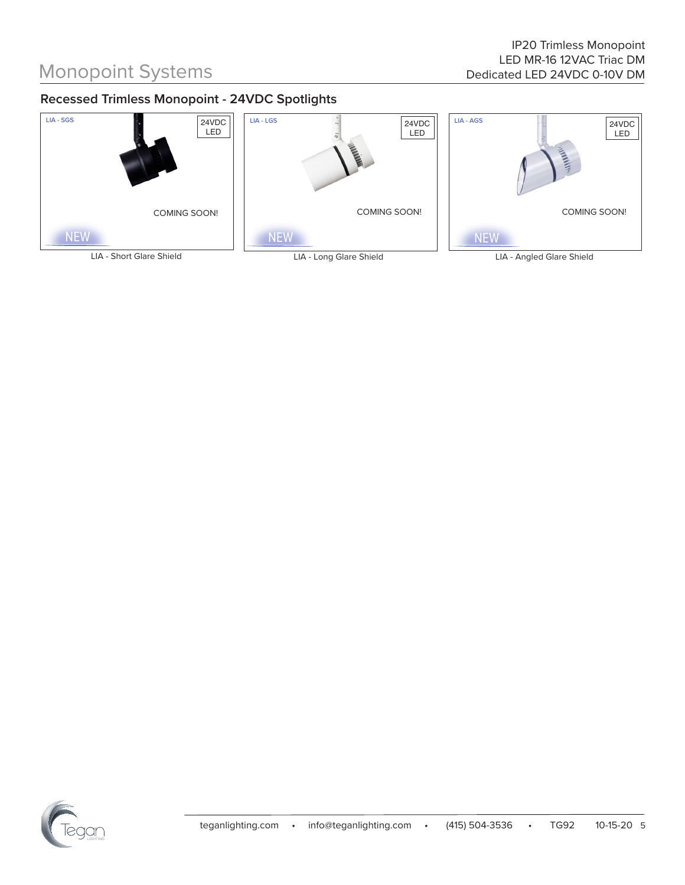# Monopoint Systems

IP20 Trimless Monopoint
LED MR-16 12VAC Triac DM
Dedicated LED 24VDC 0-10V DM

## Recessed Trimless Monopoint - 24VDC Spotlights

LIA - SGS

24VDC LED

COMING SOON!

NEW

LIA - Short Glare Shield

LIA - LGS

24VDC LED

COMING SOON!

NEW

LIA - Long Glare Shield

LIA - AGS

24VDC LED

COMING SOON!

NEW

LIA - Angled Glare Shield

teganlighting.com • info@teganlighting.com • (415) 504-3536 • TG92 10-15-20